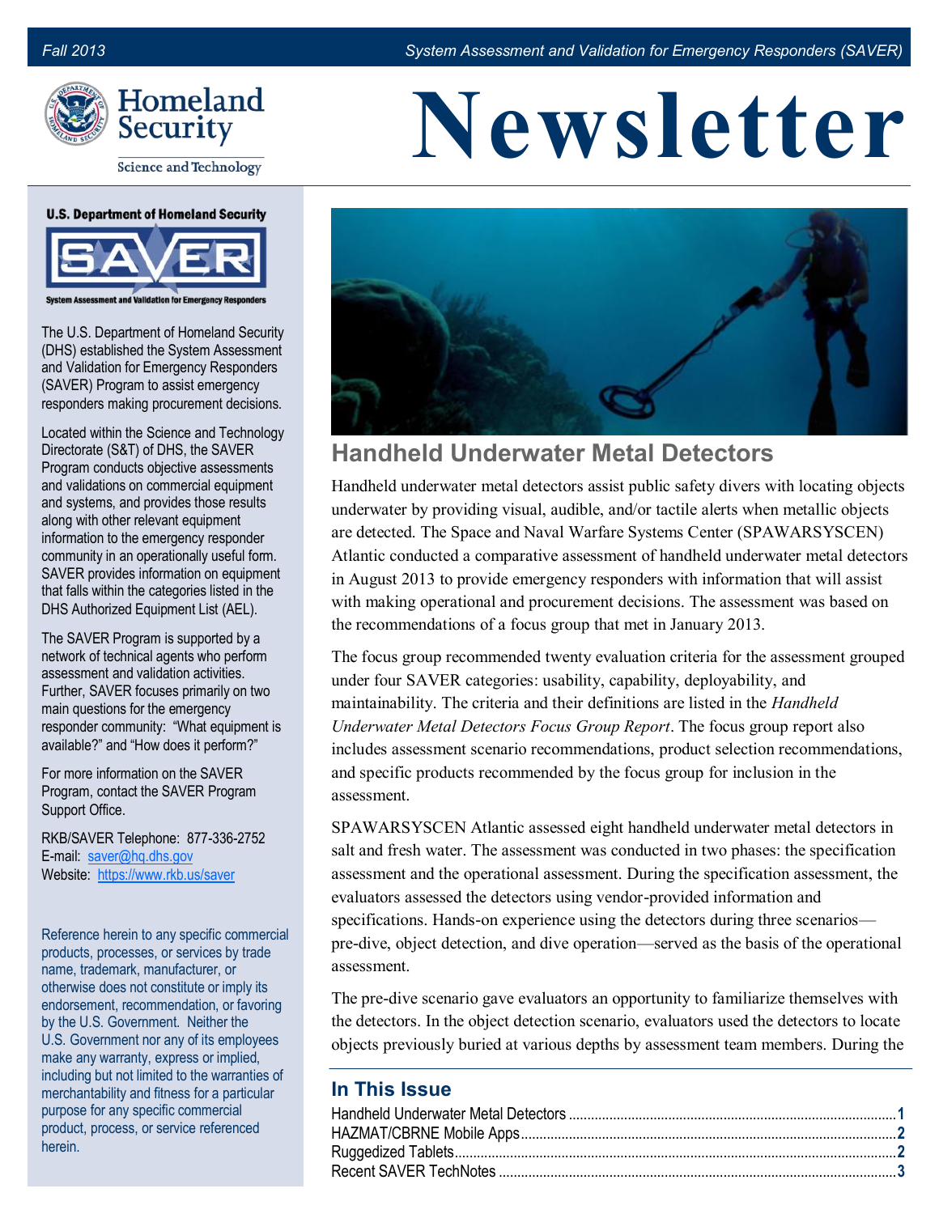Fall 2013 — System Assessment and Validation for Emergency Responders (SAVER)

Homeland Security

Science and Technology

# Newsletter

U.S. Department of Homeland Security

SAVER

System Assessment and Validation for Emergency Responders

The U.S. Department of Homeland Security (DHS) established the System Assessment and Validation for Emergency Responders (SAVER) Program to assist emergency responders making procurement decisions.

Located within the Science and Technology Directorate (S&T) of DHS, the SAVER Program conducts objective assessments and validations on commercial equipment and systems, and provides those results along with other relevant equipment information to the emergency responder community in an operationally useful form. SAVER provides information on equipment that falls within the categories listed in the DHS Authorized Equipment List (AEL).

The SAVER Program is supported by a network of technical agents who perform assessment and validation activities. Further, SAVER focuses primarily on two main questions for the emergency responder community: "What equipment is available?" and "How does it perform?"

For more information on the SAVER Program, contact the SAVER Program Support Office.

RKB/SAVER Telephone: 877-336-2752
E-mail: saver@hq.dhs.gov
Website: https://www.rkb.us/saver

Reference herein to any specific commercial products, processes, or services by trade name, trademark, manufacturer, or otherwise does not constitute or imply its endorsement, recommendation, or favoring by the U.S. Government. Neither the U.S. Government nor any of its employees make any warranty, express or implied, including but not limited to the warranties of merchantability and fitness for a particular purpose for any specific commercial product, process, or service referenced herein.

## Handheld Underwater Metal Detectors

Handheld underwater metal detectors assist public safety divers with locating objects underwater by providing visual, audible, and/or tactile alerts when metallic objects are detected. The Space and Naval Warfare Systems Center (SPAWARSYSCEN) Atlantic conducted a comparative assessment of handheld underwater metal detectors in August 2013 to provide emergency responders with information that will assist with making operational and procurement decisions. The assessment was based on the recommendations of a focus group that met in January 2013.

The focus group recommended twenty evaluation criteria for the assessment grouped under four SAVER categories: usability, capability, deployability, and maintainability. The criteria and their definitions are listed in the *Handheld Underwater Metal Detectors Focus Group Report*. The focus group report also includes assessment scenario recommendations, product selection recommendations, and specific products recommended by the focus group for inclusion in the assessment.

SPAWARSYSCEN Atlantic assessed eight handheld underwater metal detectors in salt and fresh water. The assessment was conducted in two phases: the specification assessment and the operational assessment. During the specification assessment, the evaluators assessed the detectors using vendor-provided information and specifications. Hands-on experience using the detectors during three scenarios—pre-dive, object detection, and dive operation—served as the basis of the operational assessment.

The pre-dive scenario gave evaluators an opportunity to familiarize themselves with the detectors. In the object detection scenario, evaluators used the detectors to locate objects previously buried at various depths by assessment team members. During the

## In This Issue

Handheld Underwater Metal Detectors ........ 1
HAZMAT/CBRNE Mobile Apps ........ 2
Ruggedized Tablets ........ 2
Recent SAVER TechNotes ........ 3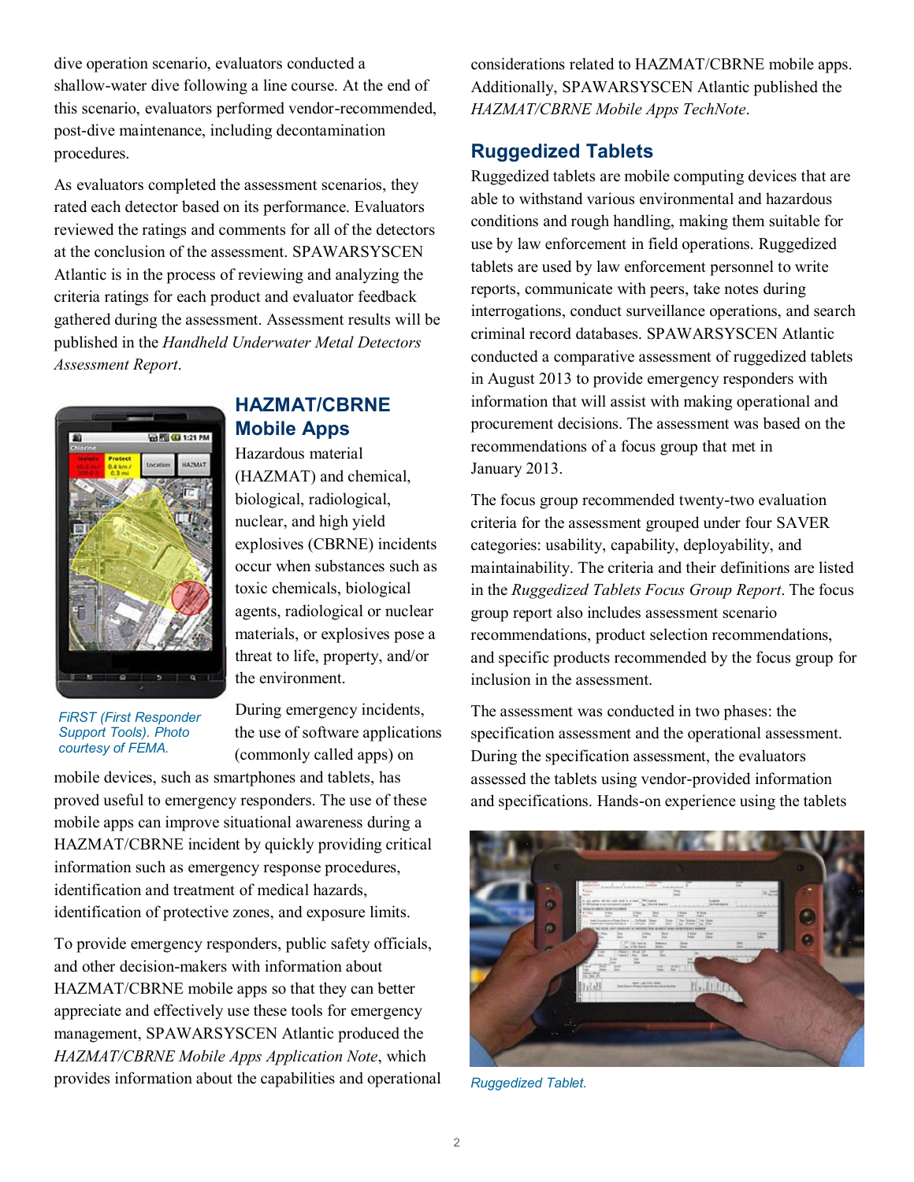dive operation scenario, evaluators conducted a shallow-water dive following a line course. At the end of this scenario, evaluators performed vendor-recommended, post-dive maintenance, including decontamination procedures.

As evaluators completed the assessment scenarios, they rated each detector based on its performance. Evaluators reviewed the ratings and comments for all of the detectors at the conclusion of the assessment. SPAWARSYSCEN Atlantic is in the process of reviewing and analyzing the criteria ratings for each product and evaluator feedback gathered during the assessment. Assessment results will be published in the *Handheld Underwater Metal Detectors Assessment Report*.

## HAZMAT/CBRNE Mobile Apps

Hazardous material (HAZMAT) and chemical, biological, radiological, nuclear, and high yield explosives (CBRNE) incidents occur when substances such as toxic chemicals, biological agents, radiological or nuclear materials, or explosives pose a threat to life, property, and/or the environment.

*FiRST (First Responder Support Tools). Photo courtesy of FEMA.*

During emergency incidents, the use of software applications (commonly called apps) on mobile devices, such as smartphones and tablets, has proved useful to emergency responders. The use of these mobile apps can improve situational awareness during a HAZMAT/CBRNE incident by quickly providing critical information such as emergency response procedures, identification and treatment of medical hazards, identification of protective zones, and exposure limits.

To provide emergency responders, public safety officials, and other decision-makers with information about HAZMAT/CBRNE mobile apps so that they can better appreciate and effectively use these tools for emergency management, SPAWARSYSCEN Atlantic produced the *HAZMAT/CBRNE Mobile Apps Application Note*, which provides information about the capabilities and operational considerations related to HAZMAT/CBRNE mobile apps. Additionally, SPAWARSYSCEN Atlantic published the *HAZMAT/CBRNE Mobile Apps TechNote*.

## Ruggedized Tablets

Ruggedized tablets are mobile computing devices that are able to withstand various environmental and hazardous conditions and rough handling, making them suitable for use by law enforcement in field operations. Ruggedized tablets are used by law enforcement personnel to write reports, communicate with peers, take notes during interrogations, conduct surveillance operations, and search criminal record databases. SPAWARSYSCEN Atlantic conducted a comparative assessment of ruggedized tablets in August 2013 to provide emergency responders with information that will assist with making operational and procurement decisions. The assessment was based on the recommendations of a focus group that met in January 2013.

The focus group recommended twenty-two evaluation criteria for the assessment grouped under four SAVER categories: usability, capability, deployability, and maintainability. The criteria and their definitions are listed in the *Ruggedized Tablets Focus Group Report*. The focus group report also includes assessment scenario recommendations, product selection recommendations, and specific products recommended by the focus group for inclusion in the assessment.

The assessment was conducted in two phases: the specification assessment and the operational assessment. During the specification assessment, the evaluators assessed the tablets using vendor-provided information and specifications. Hands-on experience using the tablets

*Ruggedized Tablet.*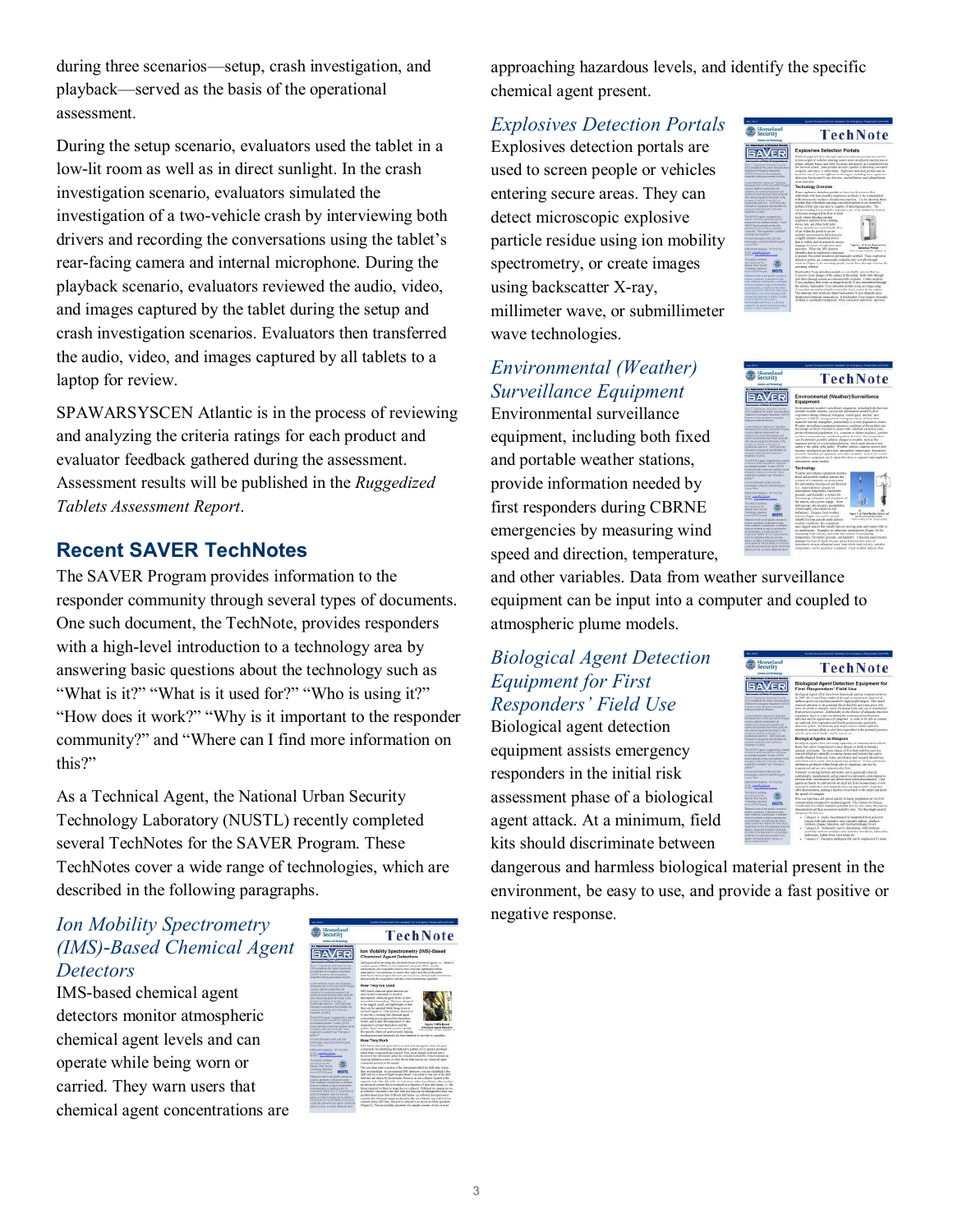during three scenarios—setup, crash investigation, and playback—served as the basis of the operational assessment.

During the setup scenario, evaluators used the tablet in a low-lit room as well as in direct sunlight. In the crash investigation scenario, evaluators simulated the investigation of a two-vehicle crash by interviewing both drivers and recording the conversations using the tablet's rear-facing camera and internal microphone. During the playback scenario, evaluators reviewed the audio, video, and images captured by the tablet during the setup and crash investigation scenarios. Evaluators then transferred the audio, video, and images captured by all tablets to a laptop for review.

SPAWARSYSCEN Atlantic is in the process of reviewing and analyzing the criteria ratings for each product and evaluator feedback gathered during the assessment. Assessment results will be published in the *Ruggedized Tablets Assessment Report*.

## Recent SAVER TechNotes

The SAVER Program provides information to the responder community through several types of documents. One such document, the TechNote, provides responders with a high-level introduction to a technology area by answering basic questions about the technology such as "What is it?" "What is it used for?" "Who is using it?" "How does it work?" "Why is it important to the responder community?" and "Where can I find more information on this?"

As a Technical Agent, the National Urban Security Technology Laboratory (NUSTL) recently completed several TechNotes for the SAVER Program. These TechNotes cover a wide range of technologies, which are described in the following paragraphs.

### *Ion Mobility Spectrometry (IMS)-Based Chemical Agent Detectors*

IMS-based chemical agent detectors monitor atmospheric chemical agent levels and can operate while being worn or carried. They warn users that chemical agent concentrations are approaching hazardous levels, and identify the specific chemical agent present.

### *Explosives Detection Portals*

Explosives detection portals are used to screen people or vehicles entering secure areas. They can detect microscopic explosive particle residue using ion mobility spectrometry, or create images using backscatter X-ray, millimeter wave, or submillimeter wave technologies.

### *Environmental (Weather) Surveillance Equipment*

Environmental surveillance equipment, including both fixed and portable weather stations, provide information needed by first responders during CBRNE emergencies by measuring wind speed and direction, temperature, and other variables. Data from weather surveillance equipment can be input into a computer and coupled to atmospheric plume models.

### *Biological Agent Detection Equipment for First Responders' Field Use*

Biological agent detection equipment assists emergency responders in the initial risk assessment phase of a biological agent attack. At a minimum, field kits should discriminate between dangerous and harmless biological material present in the environment, be easy to use, and provide a fast positive or negative response.